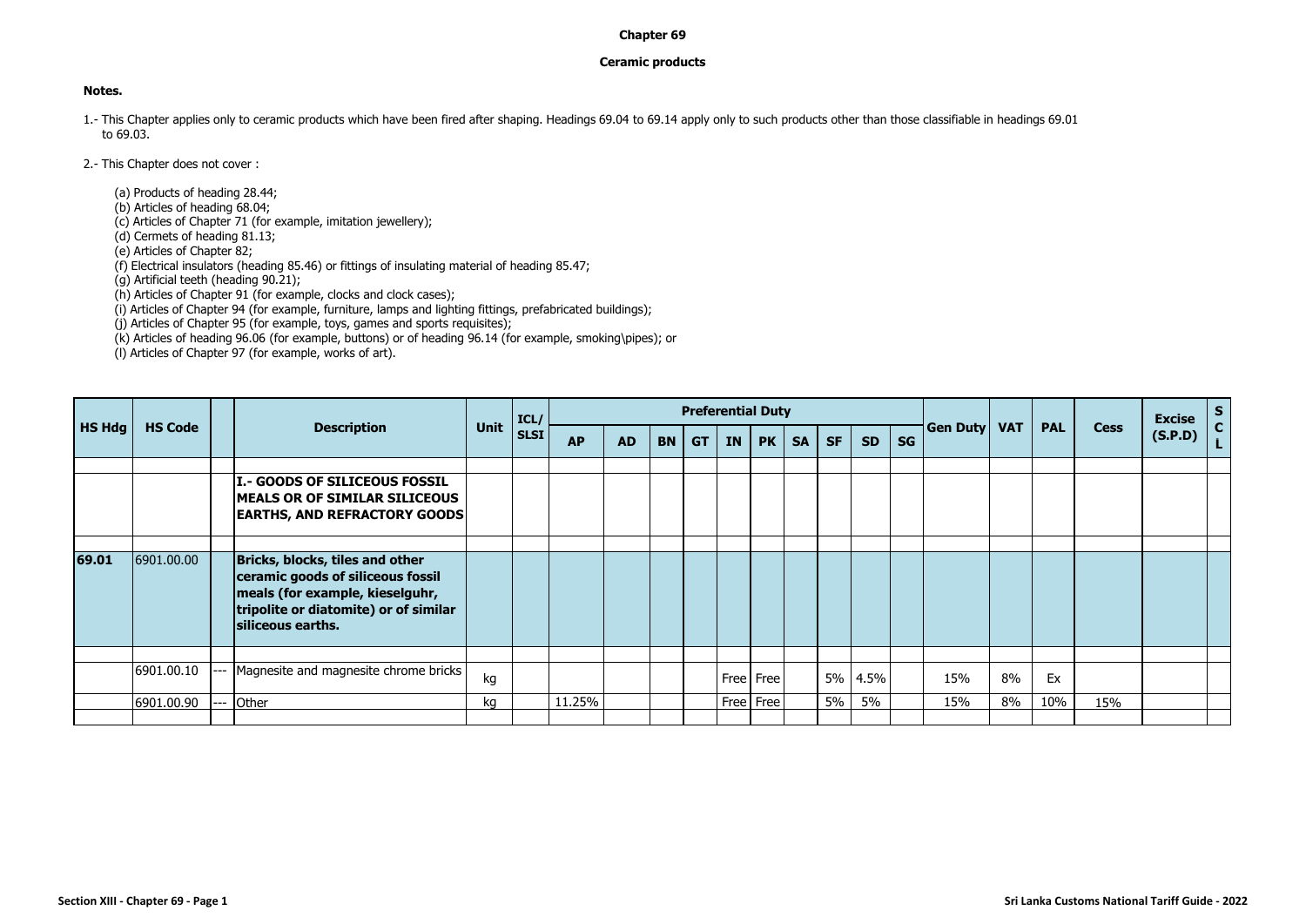# Chapter 69

## Ceramic products

**Notes.**

1.- This Chapter applies only to ceramic products which have been fired after shaping. Headings 69.04 to 69.14 apply only to such products other than those classifiable in headings 69.01 to 69.03.

2.- This Chapter does not cover :

(a) Products of heading 28.44;
(b) Articles of heading 68.04;
(c) Articles of Chapter 71 (for example, imitation jewellery);
(d) Cermets of heading 81.13;
(e) Articles of Chapter 82;
(f) Electrical insulators (heading 85.46) or fittings of insulating material of heading 85.47;
(g) Artificial teeth (heading 90.21);
(h) Articles of Chapter 91 (for example, clocks and clock cases);
(i) Articles of Chapter 94 (for example, furniture, lamps and lighting fittings, prefabricated buildings);
(j) Articles of Chapter 95 (for example, toys, games and sports requisites);
(k) Articles of heading 96.06 (for example, buttons) or of heading 96.14 (for example, smoking\pipes); or
(l) Articles of Chapter 97 (for example, works of art).

| HS Hdg | HS Code | | Description | Unit | ICL/ SLSI | Preferential Duty | | | | | | | | | | Gen Duty | VAT | PAL | Cess | Excise (S.P.D) | S C L |
|---|---|---|---|---|---|---|---|---|---|---|---|---|---|---|---|---|---|---|---|---|---|
| | | | | | | AP | AD | BN | GT | IN | PK | SA | SF | SD | SG | | | | | | |
| | | | **I.- GOODS OF SILICEOUS FOSSIL MEALS OR OF SIMILAR SILICEOUS EARTHS, AND REFRACTORY GOODS** | | | | | | | | | | | | | | | | | | |
| **69.01** | 6901.00.00 | | **Bricks, blocks, tiles and other ceramic goods of siliceous fossil meals (for example, kieselguhr, tripolite or diatomite) or of similar siliceous earths.** | | | | | | | | | | | | | | | | | | |
| | 6901.00.10 | --- | Magnesite and magnesite chrome bricks | kg | | | | | | Free | Free | | 5% | 4.5% | | 15% | 8% | Ex | | | |
| | 6901.00.90 | --- | Other | kg | | 11.25% | | | | Free | Free | | 5% | 5% | | 15% | 8% | 10% | 15% | | |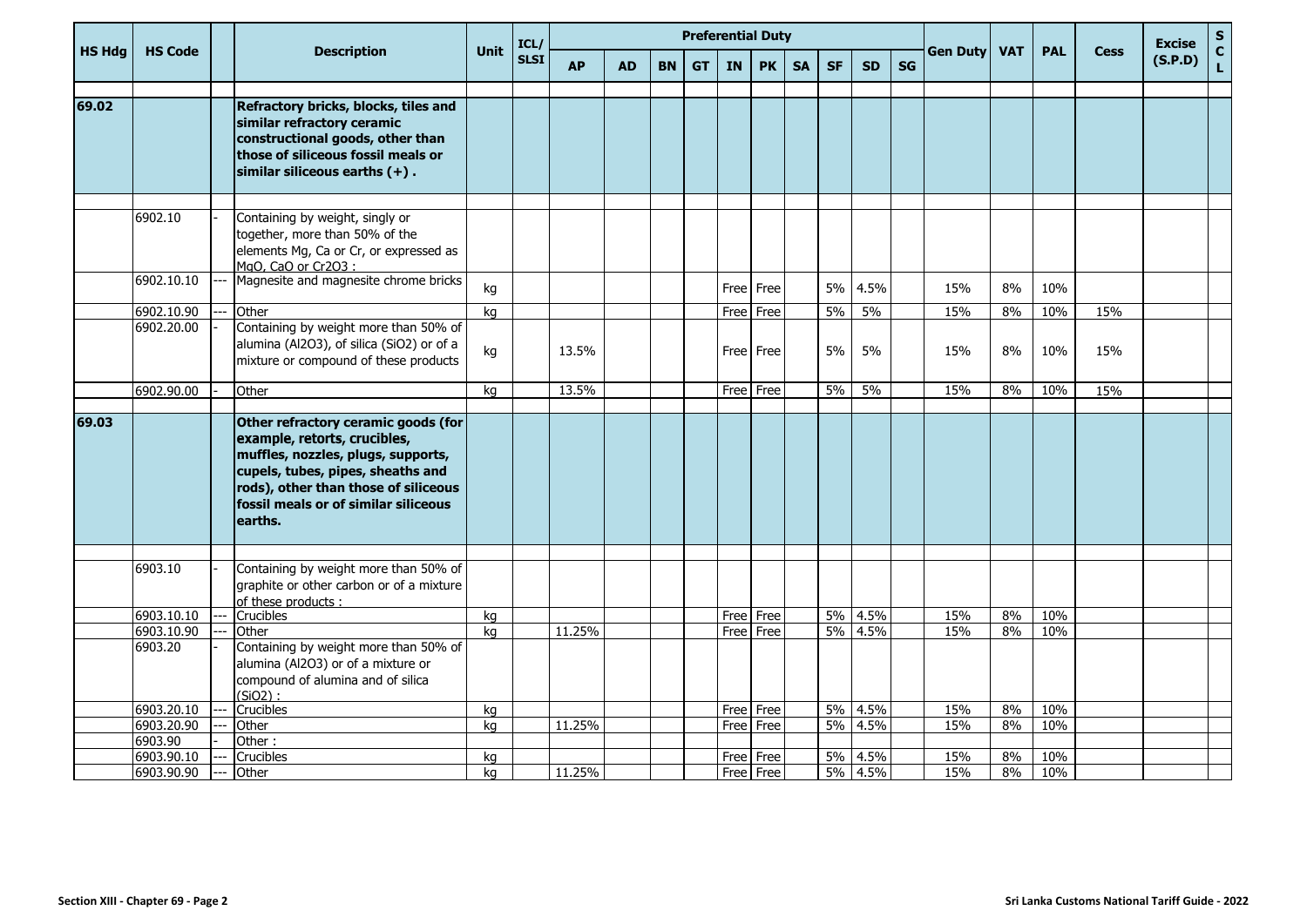| HS Hdg | HS Code | | Description | Unit | ICL/ SLSI | Preferential Duty | | | | | | | | | | Gen Duty | VAT | PAL | Cess | Excise (S.P.D) | S C L |
|---|---|---|---|---|---|---|---|---|---|---|---|---|---|---|---|---|---|---|---|---|---|
| | | | | | | AP | AD | BN | GT | IN | PK | SA | SF | SD | SG | | | | | | |
| 69.02 | | | **Refractory bricks, blocks, tiles and similar refractory ceramic constructional goods, other than those of siliceous fossil meals or similar siliceous earths (+) .** | | | | | | | | | | | | | | | | | | |
| | 6902.10 | - | Containing by weight, singly or together, more than 50% of the elements Mg, Ca or Cr, or expressed as MgO, CaO or $Cr_2O_3$ : | | | | | | | | | | | | | | | | | | |
| | 6902.10.10 | --- | Magnesite and magnesite chrome bricks | kg | | | | | | Free | Free | | 5% | 4.5% | | 15% | 8% | 10% | | | |
| | 6902.10.90 | --- | Other | kg | | | | | | Free | Free | | 5% | 5% | | 15% | 8% | 10% | 15% | | |
| | 6902.20.00 | - | Containing by weight more than 50% of alumina ($Al_2O_3$), of silica ($SiO_2$) or of a mixture or compound of these products | kg | | 13.5% | | | | Free | Free | | 5% | 5% | | 15% | 8% | 10% | 15% | | |
| | 6902.90.00 | - | Other | kg | | 13.5% | | | | Free | Free | | 5% | 5% | | 15% | 8% | 10% | 15% | | |
| 69.03 | | | **Other refractory ceramic goods (for example, retorts, crucibles, muffles, nozzles, plugs, supports, cupels, tubes, pipes, sheaths and rods), other than those of siliceous fossil meals or of similar siliceous earths.** | | | | | | | | | | | | | | | | | | |
| | 6903.10 | - | Containing by weight more than 50% of graphite or other carbon or of a mixture of these products : | | | | | | | | | | | | | | | | | | |
| | 6903.10.10 | --- | Crucibles | kg | | | | | | Free | Free | | 5% | 4.5% | | 15% | 8% | 10% | | | |
| | 6903.10.90 | --- | Other | kg | | 11.25% | | | | Free | Free | | 5% | 4.5% | | 15% | 8% | 10% | | | |
| | 6903.20 | - | Containing by weight more than 50% of alumina ($Al_2O_3$) or of a mixture or compound of alumina and of silica ($SiO_2$) : | | | | | | | | | | | | | | | | | | |
| | 6903.20.10 | --- | Crucibles | kg | | | | | | Free | Free | | 5% | 4.5% | | 15% | 8% | 10% | | | |
| | 6903.20.90 | --- | Other | kg | | 11.25% | | | | Free | Free | | 5% | 4.5% | | 15% | 8% | 10% | | | |
| | 6903.90 | - | Other : | | | | | | | | | | | | | | | | | | |
| | 6903.90.10 | --- | Crucibles | kg | | | | | | Free | Free | | 5% | 4.5% | | 15% | 8% | 10% | | | |
| | 6903.90.90 | --- | Other | kg | | 11.25% | | | | Free | Free | | 5% | 4.5% | | 15% | 8% | 10% | | | |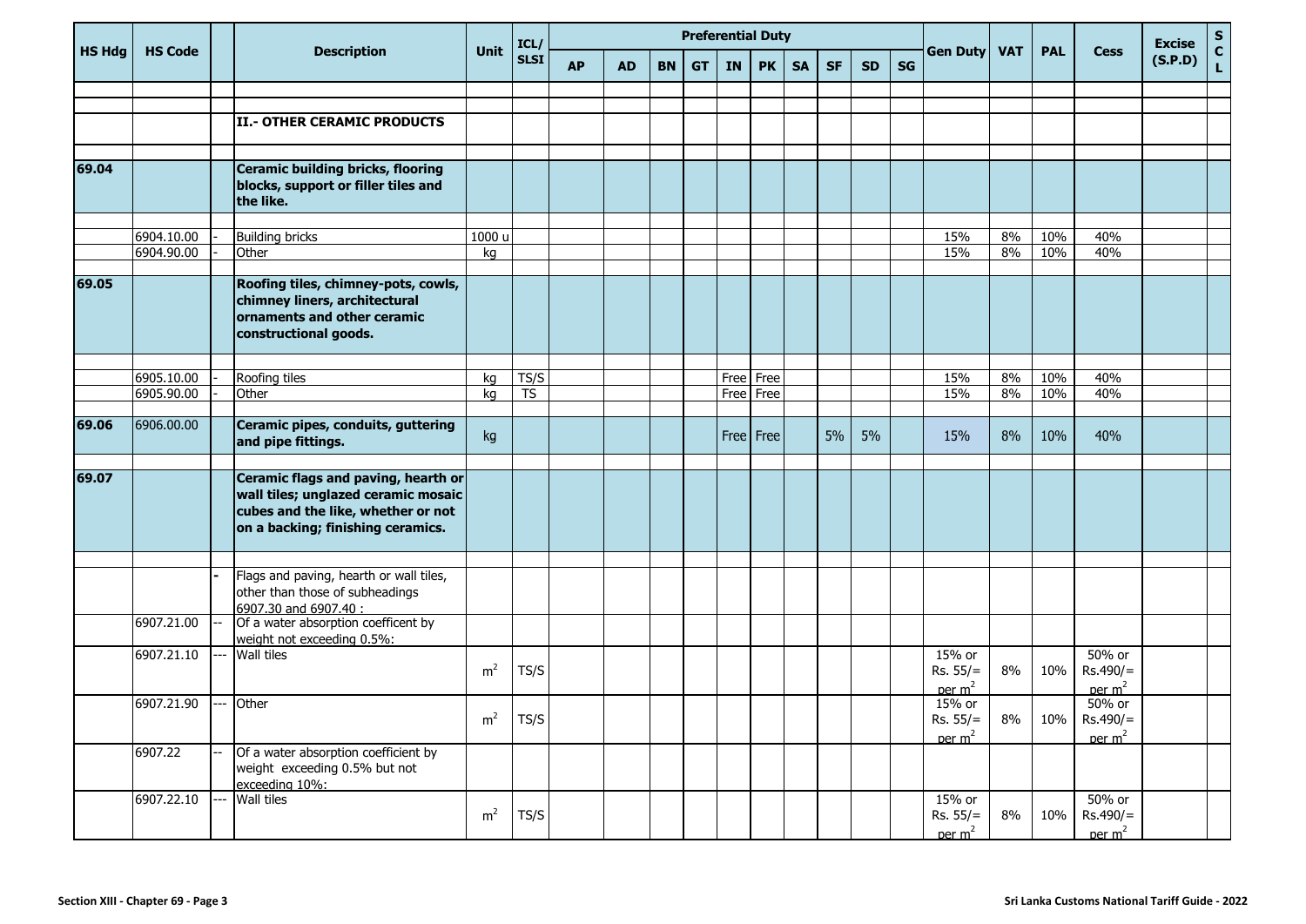| HS Hdg | HS Code | | Description | Unit | ICL/ SLSI | Preferential Duty | | | | | | | | | | Gen Duty | VAT | PAL | Cess | Excise (S.P.D) | SCL |
|---|---|---|---|---|---|---|---|---|---|---|---|---|---|---|---|---|---|---|---|---|---|
| | | | | | | AP | AD | BN | GT | IN | PK | SA | SF | SD | SG | | | | | | |
| | | | **II.- OTHER CERAMIC PRODUCTS** | | | | | | | | | | | | | | | | | | |
| **69.04** | | | **Ceramic building bricks, flooring blocks, support or filler tiles and the like.** | | | | | | | | | | | | | | | | | | |
| | 6904.10.00 | - | Building bricks | 1000 u | | | | | | | | | | | | 15% | 8% | 10% | 40% | | |
| | 6904.90.00 | - | Other | kg | | | | | | | | | | | | 15% | 8% | 10% | 40% | | |
| **69.05** | | | **Roofing tiles, chimney-pots, cowls, chimney liners, architectural ornaments and other ceramic constructional goods.** | | | | | | | | | | | | | | | | | | |
| | 6905.10.00 | - | Roofing tiles | kg | TS/S | | | | | Free | Free | | | | | 15% | 8% | 10% | 40% | | |
| | 6905.90.00 | - | Other | kg | TS | | | | | Free | Free | | | | | 15% | 8% | 10% | 40% | | |
| **69.06** | 6906.00.00 | | **Ceramic pipes, conduits, guttering and pipe fittings.** | kg | | | | | | Free | Free | | 5% | 5% | | 15% | 8% | 10% | 40% | | |
| **69.07** | | | **Ceramic flags and paving, hearth or wall tiles; unglazed ceramic mosaic cubes and the like, whether or not on a backing; finishing ceramics.** | | | | | | | | | | | | | | | | | | |
| | | - | Flags and paving, hearth or wall tiles, other than those of subheadings 6907.30 and 6907.40 : | | | | | | | | | | | | | | | | | | |
| | 6907.21.00 | -- | Of a water absorption coefficent by weight not exceeding 0.5%: | | | | | | | | | | | | | | | | | | |
| | 6907.21.10 | --- | Wall tiles | $m^2$ | TS/S | | | | | | | | | | | 15% or Rs. 55/= per $m^2$ | 8% | 10% | 50% or Rs.490/= per $m^2$ | | |
| | 6907.21.90 | --- | Other | $m^2$ | TS/S | | | | | | | | | | | 15% or Rs. 55/= per $m^2$ | 8% | 10% | 50% or Rs.490/= per $m^2$ | | |
| | 6907.22 | -- | Of a water absorption coefficient by weight exceeding 0.5% but not exceeding 10%: | | | | | | | | | | | | | | | | | | |
| | 6907.22.10 | --- | Wall tiles | $m^2$ | TS/S | | | | | | | | | | | 15% or Rs. 55/= per $m^2$ | 8% | 10% | 50% or Rs.490/= per $m^2$ | | |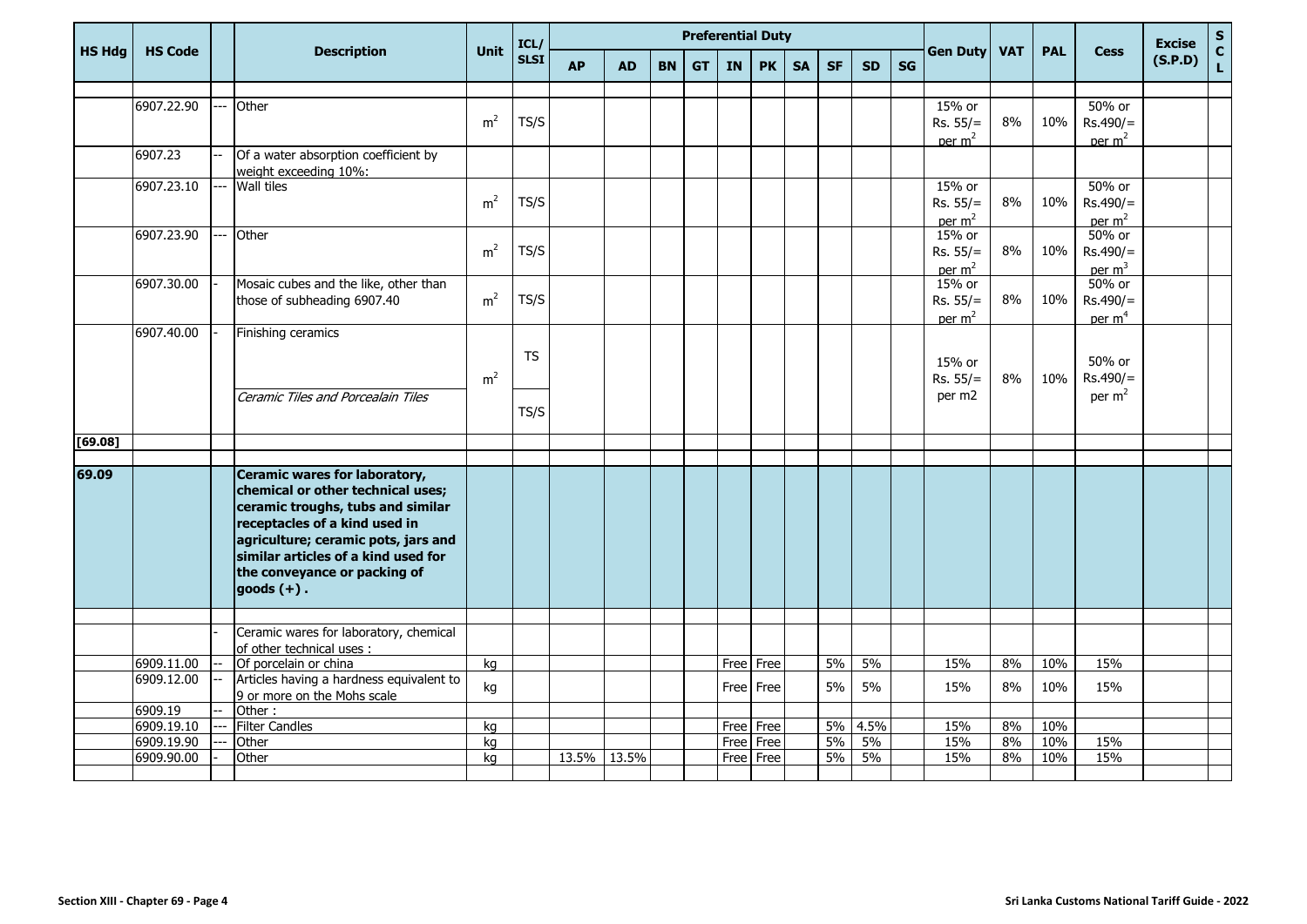| HS Hdg | HS Code | | Description | Unit | ICL/ SLSI | Preferential Duty | | | | | | | | | | Gen Duty | VAT | PAL | Cess | Excise (S.P.D) | S C L |
|---|---|---|---|---|---|---|---|---|---|---|---|---|---|---|---|---|---|---|---|---|---|
| | | | | | | AP | AD | BN | GT | IN | PK | SA | SF | SD | SG | | | | | | |
| | | | | | | | | | | | | | | | | | | | | | |
| | 6907.22.90 | --- | Other | $m^2$ | TS/S | | | | | | | | | | | 15% or Rs. 55/= per $m^2$ | 8% | 10% | 50% or Rs.490/= per $m^2$ | | |
| | 6907.23 | -- | Of a water absorption coefficient by weight exceeding 10%: | | | | | | | | | | | | | | | | | | |
| | 6907.23.10 | --- | Wall tiles | $m^2$ | TS/S | | | | | | | | | | | 15% or Rs. 55/= per $m^2$ | 8% | 10% | 50% or Rs.490/= per $m^2$ | | |
| | 6907.23.90 | --- | Other | $m^2$ | TS/S | | | | | | | | | | | 15% or Rs. 55/= per $m^2$ | 8% | 10% | 50% or Rs.490/= per $m^3$ | | |
| | 6907.30.00 | - | Mosaic cubes and the like, other than those of subheading 6907.40 | $m^2$ | TS/S | | | | | | | | | | | 15% or Rs. 55/= per $m^2$ | 8% | 10% | 50% or Rs.490/= per $m^4$ | | |
| | 6907.40.00 | - | Finishing ceramics | $m^2$ | TS | | | | | | | | | | | 15% or Rs. 55/= per m2 | 8% | 10% | 50% or Rs.490/= per $m^2$ | | |
| | | | *Ceramic Tiles and Porcealain Tiles* | | TS/S | | | | | | | | | | | | | | | | |
| [69.08] | | | | | | | | | | | | | | | | | | | | | |
| | | | | | | | | | | | | | | | | | | | | | |
| **69.09** | | | **Ceramic wares for laboratory, chemical or other technical uses; ceramic troughs, tubs and similar receptacles of a kind used in agriculture; ceramic pots, jars and similar articles of a kind used for the conveyance or packing of goods (+) .** | | | | | | | | | | | | | | | | | | |
| | | | | | | | | | | | | | | | | | | | | | |
| | | - | Ceramic wares for laboratory, chemical of other technical uses : | | | | | | | | | | | | | | | | | | |
| | 6909.11.00 | -- | Of porcelain or china | kg | | | | | | Free | Free | | 5% | 5% | | 15% | 8% | 10% | 15% | | |
| | 6909.12.00 | -- | Articles having a hardness equivalent to 9 or more on the Mohs scale | kg | | | | | | Free | Free | | 5% | 5% | | 15% | 8% | 10% | 15% | | |
| | 6909.19 | -- | Other : | | | | | | | | | | | | | | | | | | |
| | 6909.19.10 | --- | Filter Candles | kg | | | | | | Free | Free | | 5% | 4.5% | | 15% | 8% | 10% | | | |
| | 6909.19.90 | --- | Other | kg | | | | | | Free | Free | | 5% | 5% | | 15% | 8% | 10% | 15% | | |
| | 6909.90.00 | - | Other | kg | | 13.5% | 13.5% | | | Free | Free | | 5% | 5% | | 15% | 8% | 10% | 15% | | |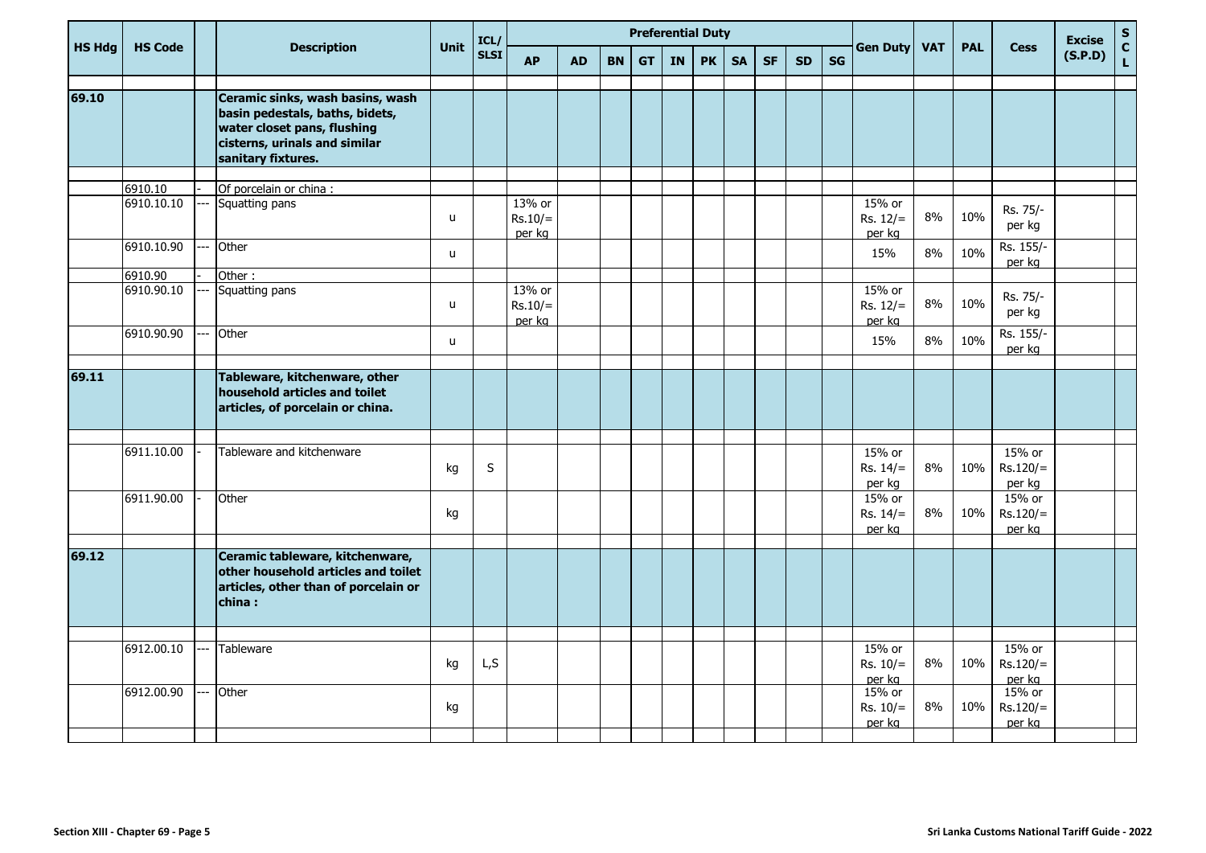| HS Hdg | HS Code | | Description | Unit | ICL/ SLSI | Preferential Duty | | | | | | | | | | Gen Duty | VAT | PAL | Cess | Excise (S.P.D) | S C L |
|---|---|---|---|---|---|---|---|---|---|---|---|---|---|---|---|---|---|---|---|---|---|
| | | | | | | AP | AD | BN | GT | IN | PK | SA | SF | SD | SG | | | | | | |
| 69.10 | | | **Ceramic sinks, wash basins, wash basin pedestals, baths, bidets, water closet pans, flushing cisterns, urinals and similar sanitary fixtures.** | | | | | | | | | | | | | | | | | | |
| | 6910.10 | - | Of porcelain or china : | | | | | | | | | | | | | | | | | | |
| | 6910.10.10 | --- | Squatting pans | u | | 13% or Rs.10/= per kg | | | | | | | | | | 15% or Rs. 12/= per kg | 8% | 10% | Rs. 75/- per kg | | |
| | 6910.10.90 | --- | Other | u | | | | | | | | | | | | 15% | 8% | 10% | Rs. 155/- per kg | | |
| | 6910.90 | - | Other : | | | | | | | | | | | | | | | | | | |
| | 6910.90.10 | --- | Squatting pans | u | | 13% or Rs.10/= per kg | | | | | | | | | | 15% or Rs. 12/= per kg | 8% | 10% | Rs. 75/- per kg | | |
| | 6910.90.90 | --- | Other | u | | | | | | | | | | | | 15% | 8% | 10% | Rs. 155/- per kg | | |
| 69.11 | | | **Tableware, kitchenware, other household articles and toilet articles, of porcelain or china.** | | | | | | | | | | | | | | | | | | |
| | 6911.10.00 | - | Tableware and kitchenware | kg | S | | | | | | | | | | | 15% or Rs. 14/= per kg | 8% | 10% | 15% or Rs.120/= per kg | | |
| | 6911.90.00 | - | Other | kg | | | | | | | | | | | | 15% or Rs. 14/= per kg | 8% | 10% | 15% or Rs.120/= per kg | | |
| 69.12 | | | **Ceramic tableware, kitchenware, other household articles and toilet articles, other than of porcelain or china :** | | | | | | | | | | | | | | | | | | |
| | 6912.00.10 | --- | Tableware | kg | L,S | | | | | | | | | | | 15% or Rs. 10/= per kg | 8% | 10% | 15% or Rs.120/= per kg | | |
| | 6912.00.90 | --- | Other | kg | | | | | | | | | | | | 15% or Rs. 10/= per kg | 8% | 10% | 15% or Rs.120/= per kg | | |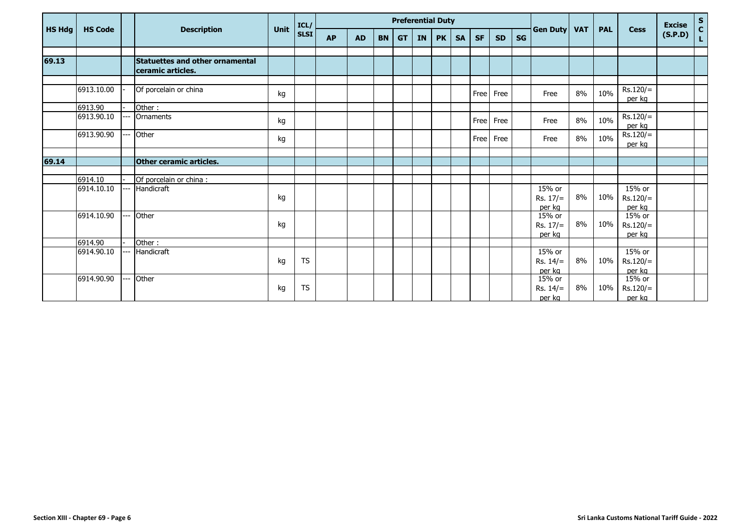| HS Hdg | HS Code | | Description | Unit | ICL/ SLSI | Preferential Duty | | | | | | | | | | Gen Duty | VAT | PAL | Cess | Excise (S.P.D) | S C L |
|---|---|---|---|---|---|---|---|---|---|---|---|---|---|---|---|---|---|---|---|---|---|
| | | | | | | AP | AD | BN | GT | IN | PK | SA | SF | SD | SG | | | | | | |
| 69.13 | | | **Statuettes and other ornamental ceramic articles.** | | | | | | | | | | | | | | | | | | |
| | 6913.10.00 | - | Of porcelain or china | kg | | | | | | | | | Free | Free | | Free | 8% | 10% | Rs.120/= per kg | | |
| | 6913.90 | - | Other : | | | | | | | | | | | | | | | | | | |
| | 6913.90.10 | --- | Ornaments | kg | | | | | | | | | Free | Free | | Free | 8% | 10% | Rs.120/= per kg | | |
| | 6913.90.90 | --- | Other | kg | | | | | | | | | Free | Free | | Free | 8% | 10% | Rs.120/= per kg | | |
| 69.14 | | | **Other ceramic articles.** | | | | | | | | | | | | | | | | | | |
| | 6914.10 | - | Of porcelain or china : | | | | | | | | | | | | | | | | | | |
| | 6914.10.10 | --- | Handicraft | kg | | | | | | | | | | | | 15% or Rs. 17/= per kg | 8% | 10% | 15% or Rs.120/= per kg | | |
| | 6914.10.90 | --- | Other | kg | | | | | | | | | | | | 15% or Rs. 17/= per kg | 8% | 10% | 15% or Rs.120/= per kg | | |
| | 6914.90 | - | Other : | | | | | | | | | | | | | | | | | | |
| | 6914.90.10 | --- | Handicraft | kg | TS | | | | | | | | | | | 15% or Rs. 14/= per kg | 8% | 10% | 15% or Rs.120/= per kg | | |
| | 6914.90.90 | --- | Other | kg | TS | | | | | | | | | | | 15% or Rs. 14/= per kg | 8% | 10% | 15% or Rs.120/= per kg | | |